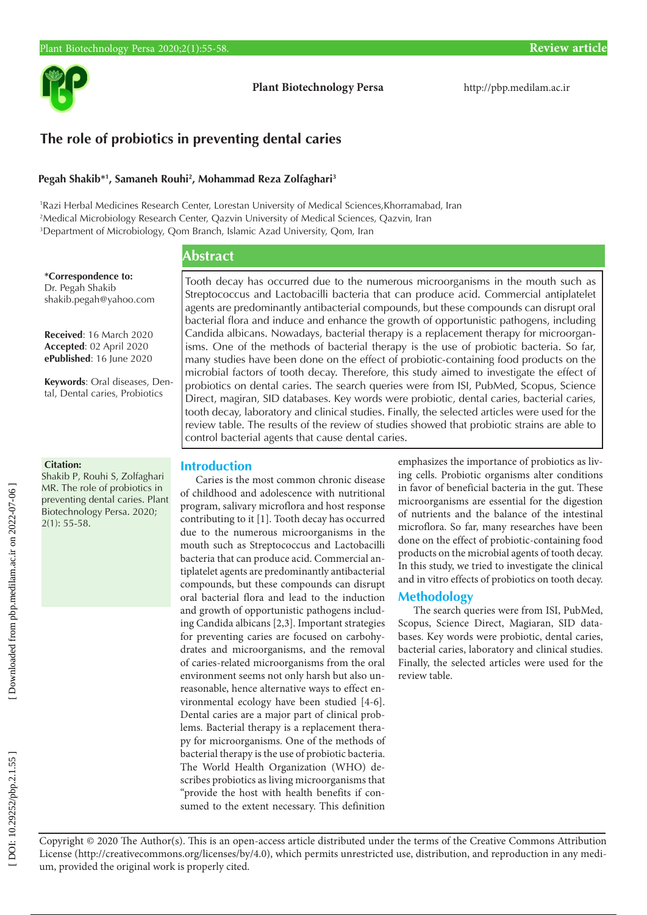# The role of probiotics in preventing dental caries

**Pegah Shakib*[1], Samaneh Rouhi[2], Mohammad Reza Zolfaghari[3]**

[1]Razi Herbal Medicines Research Center, Lorestan University of Medical Sciences,Khorramabad, Iran
[2]Medical Microbiology Research Center, Qazvin University of Medical Sciences, Qazvin, Iran
[3]Department of Microbiology, Qom Branch, Islamic Azad University, Qom, Iran

**\*Correspondence to:**
Dr. Pegah Shakib
shakib.pegah@yahoo.com

**Received**: 16 March 2020
**Accepted**: 02 April 2020
**ePublished**: 16 June 2020

**Keywords**: Oral diseases, Dental, Dental caries, Probiotics

**Citation:**
Shakib P, Rouhi S, Zolfaghari MR. The role of probiotics in preventing dental caries. Plant Biotechnology Persa. 2020; 2(1): 55-58.

## Abstract

Tooth decay has occurred due to the numerous microorganisms in the mouth such as Streptococcus and Lactobacilli bacteria that can produce acid. Commercial antiplatelet agents are predominantly antibacterial compounds, but these compounds can disrupt oral bacterial flora and induce and enhance the growth of opportunistic pathogens, including Candida albicans. Nowadays, bacterial therapy is a replacement therapy for microorganisms. One of the methods of bacterial therapy is the use of probiotic bacteria. So far, many studies have been done on the effect of probiotic-containing food products on the microbial factors of tooth decay. Therefore, this study aimed to investigate the effect of probiotics on dental caries. The search queries were from ISI, PubMed, Scopus, Science Direct, magiran, SID databases. Key words were probiotic, dental caries, bacterial caries, tooth decay, laboratory and clinical studies. Finally, the selected articles were used for the review table. The results of the review of studies showed that probiotic strains are able to control bacterial agents that cause dental caries.

## Introduction

Caries is the most common chronic disease of childhood and adolescence with nutritional program, salivary microflora and host response contributing to it [1]. Tooth decay has occurred due to the numerous microorganisms in the mouth such as Streptococcus and Lactobacilli bacteria that can produce acid. Commercial antiplatelet agents are predominantly antibacterial compounds, but these compounds can disrupt oral bacterial flora and lead to the induction and growth of opportunistic pathogens including Candida albicans [2,3]. Important strategies for preventing caries are focused on carbohydrates and microorganisms, and the removal of caries-related microorganisms from the oral environment seems not only harsh but also unreasonable, hence alternative ways to effect environmental ecology have been studied [4-6]. Dental caries are a major part of clinical problems. Bacterial therapy is a replacement therapy for microorganisms. One of the methods of bacterial therapy is the use of probiotic bacteria. The World Health Organization (WHO) describes probiotics as living microorganisms that "provide the host with health benefits if consumed to the extent necessary. This definition emphasizes the importance of probiotics as living cells. Probiotic organisms alter conditions in favor of beneficial bacteria in the gut. These microorganisms are essential for the digestion of nutrients and the balance of the intestinal microflora. So far, many researches have been done on the effect of probiotic-containing food products on the microbial agents of tooth decay. In this study, we tried to investigate the clinical and in vitro effects of probiotics on tooth decay.

## Methodology

The search queries were from ISI, PubMed, Scopus, Science Direct, Magiaran, SID databases. Key words were probiotic, dental caries, bacterial caries, laboratory and clinical studies. Finally, the selected articles were used for the review table.

Copyright © 2020 The Author(s). This is an open-access article distributed under the terms of the Creative Commons Attribution License (http://creativecommons.org/licenses/by/4.0), which permits unrestricted use, distribution, and reproduction in any medium, provided the original work is properly cited.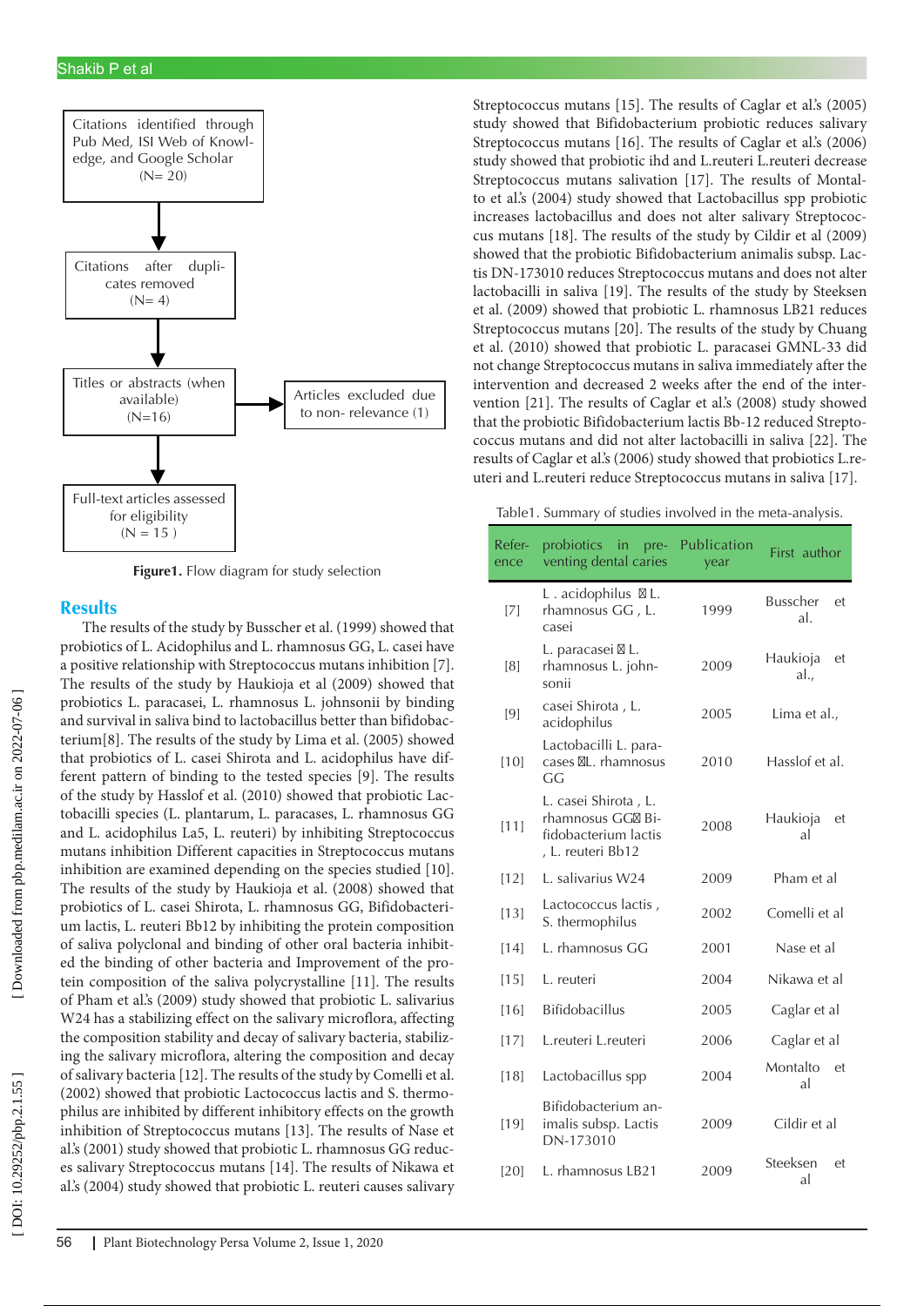Citations identified through Pub Med, ISI Web of Knowledge, and Google Scholar (N= 20)

↓

Citations after duplicates removed (N= 4)

↓

Titles or abstracts (when available) (N=16) → Articles excluded due to non- relevance (1)

↓

Full-text articles assessed for eligibility (N = 15 )

**Figure1.** Flow diagram for study selection

## Results

The results of the study by Busscher et al. (1999) showed that probiotics of L. Acidophilus and L. rhamnosus GG, L. casei have a positive relationship with Streptococcus mutans inhibition [7]. The results of the study by Haukioja et al (2009) showed that probiotics L. paracasei, L. rhamnosus L. johnsonii by binding and survival in saliva bind to lactobacillus better than bifidobacterium[8]. The results of the study by Lima et al. (2005) showed that probiotics of L. casei Shirota and L. acidophilus have different pattern of binding to the tested species [9]. The results of the study by Hasslof et al. (2010) showed that probiotic Lactobacilli species (L. plantarum, L. paracases, L. rhamnosus GG and L. acidophilus La5, L. reuteri) by inhibiting Streptococcus mutans inhibition Different capacities in Streptococcus mutans inhibition are examined depending on the species studied [10]. The results of the study by Haukioja et al. (2008) showed that probiotics of L. casei Shirota, L. rhamnosus GG, Bifidobacterium lactis, L. reuteri Bb12 by inhibiting the protein composition of saliva polyclonal and binding of other oral bacteria inhibited the binding of other bacteria and Improvement of the protein composition of the saliva polycrystalline [11]. The results of Pham et al.'s (2009) study showed that probiotic L. salivarius W24 has a stabilizing effect on the salivary microflora, affecting the composition stability and decay of salivary bacteria, stabilizing the salivary microflora, altering the composition and decay of salivary bacteria [12]. The results of the study by Comelli et al. (2002) showed that probiotic Lactococcus lactis and S. thermophilus are inhibited by different inhibitory effects on the growth inhibition of Streptococcus mutans [13]. The results of Nase et al.'s (2001) study showed that probiotic L. rhamnosus GG reduces salivary Streptococcus mutans [14]. The results of Nikawa et al.'s (2004) study showed that probiotic L. reuteri causes salivary Streptococcus mutans [15]. The results of Caglar et al.'s (2005) study showed that Bifidobacterium probiotic reduces salivary Streptococcus mutans [16]. The results of Caglar et al.'s (2006) study showed that probiotic ihd and L.reuteri L.reuteri decrease Streptococcus mutans salivation [17]. The results of Montalto et al.'s (2004) study showed that Lactobacillus spp probiotic increases lactobacillus and does not alter salivary Streptococcus mutans [18]. The results of the study by Cildir et al (2009) showed that the probiotic Bifidobacterium animalis subsp. Lactis DN-173010 reduces Streptococcus mutans and does not alter lactobacilli in saliva [19]. The results of the study by Steeksen et al. (2009) showed that probiotic L. rhamnosus LB21 reduces Streptococcus mutans [20]. The results of the study by Chuang et al. (2010) showed that probiotic L. paracasei GMNL-33 did not change Streptococcus mutans in saliva immediately after the intervention and decreased 2 weeks after the end of the intervention [21]. The results of Caglar et al.'s (2008) study showed that the probiotic Bifidobacterium lactis Bb-12 reduced Streptococcus mutans and did not alter lactobacilli in saliva [22]. The results of Caglar et al.'s (2006) study showed that probiotics L.reuteri and L.reuteri reduce Streptococcus mutans in saliva [17].

Table1. Summary of studies involved in the meta-analysis.

| Reference | probiotics in preventing dental caries | Publication year | First author |
|---|---|---|---|
| [7] | L . acidophilus L. rhamnosus GG , L. casei | 1999 | Busscher et al. |
| [8] | L. paracasei L. rhamnosus L. johnsonii | 2009 | Haukioja et al., |
| [9] | casei Shirota , L. acidophilus | 2005 | Lima et al., |
| [10] | Lactobacilli L. paracases L. rhamnosus GG | 2010 | Hasslof et al. |
| [11] | L. casei Shirota , L. rhamnosus GG Bifidobacterium lactis , L. reuteri Bb12 | 2008 | Haukioja et al |
| [12] | L. salivarius W24 | 2009 | Pham et al |
| [13] | Lactococcus lactis , S. thermophilus | 2002 | Comelli et al |
| [14] | L. rhamnosus GG | 2001 | Nase et al |
| [15] | L. reuteri | 2004 | Nikawa et al |
| [16] | Bifidobacillus | 2005 | Caglar et al |
| [17] | L.reuteri L.reuteri | 2006 | Caglar et al |
| [18] | Lactobacillus spp | 2004 | Montalto et al |
| [19] | Bifidobacterium animalis subsp. Lactis DN-173010 | 2009 | Cildir et al |
| [20] | L. rhamnosus LB21 | 2009 | Steeksen et al |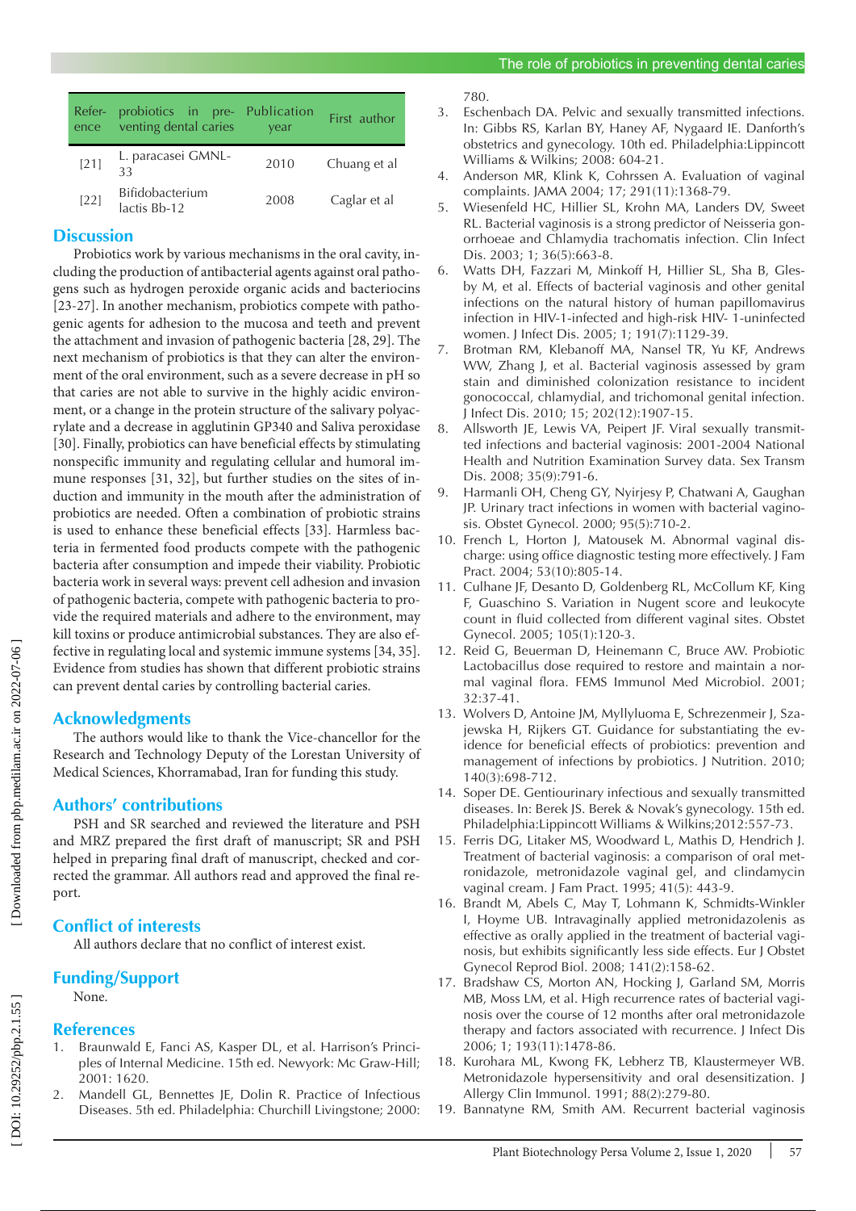| Reference | probiotics in preventing dental caries | Publication year | First author |
|---|---|---|---|
| [21] | L. paracasei GMNL-33 | 2010 | Chuang et al |
| [22] | Bifidobacterium lactis Bb-12 | 2008 | Caglar et al |

## Discussion

Probiotics work by various mechanisms in the oral cavity, including the production of antibacterial agents against oral pathogens such as hydrogen peroxide organic acids and bacteriocins [23-27]. In another mechanism, probiotics compete with pathogenic agents for adhesion to the mucosa and teeth and prevent the attachment and invasion of pathogenic bacteria [28, 29]. The next mechanism of probiotics is that they can alter the environment of the oral environment, such as a severe decrease in pH so that caries are not able to survive in the highly acidic environment, or a change in the protein structure of the salivary polyacrylate and a decrease in agglutinin GP340 and Saliva peroxidase [30]. Finally, probiotics can have beneficial effects by stimulating nonspecific immunity and regulating cellular and humoral immune responses [31, 32], but further studies on the sites of induction and immunity in the mouth after the administration of probiotics are needed. Often a combination of probiotic strains is used to enhance these beneficial effects [33]. Harmless bacteria in fermented food products compete with the pathogenic bacteria after consumption and impede their viability. Probiotic bacteria work in several ways: prevent cell adhesion and invasion of pathogenic bacteria, compete with pathogenic bacteria to provide the required materials and adhere to the environment, may kill toxins or produce antimicrobial substances. They are also effective in regulating local and systemic immune systems [34, 35]. Evidence from studies has shown that different probiotic strains can prevent dental caries by controlling bacterial caries.

## Acknowledgments

The authors would like to thank the Vice-chancellor for the Research and Technology Deputy of the Lorestan University of Medical Sciences, Khorramabad, Iran for funding this study.

## Authors' contributions

PSH and SR searched and reviewed the literature and PSH and MRZ prepared the first draft of manuscript; SR and PSH helped in preparing final draft of manuscript, checked and corrected the grammar. All authors read and approved the final report.

## Conflict of interests

All authors declare that no conflict of interest exist.

## Funding/Support

None.

## References

1. Braunwald E, Fanci AS, Kasper DL, et al. Harrison's Principles of Internal Medicine. 15th ed. Newyork: Mc Graw-Hill; 2001: 1620.
2. Mandell GL, Bennettes JE, Dolin R. Practice of Infectious Diseases. 5th ed. Philadelphia: Churchill Livingstone; 2000: 780.
3. Eschenbach DA. Pelvic and sexually transmitted infections. In: Gibbs RS, Karlan BY, Haney AF, Nygaard IE. Danforth's obstetrics and gynecology. 10th ed. Philadelphia:Lippincott Williams & Wilkins; 2008: 604-21.
4. Anderson MR, Klink K, Cohrssen A. Evaluation of vaginal complaints. JAMA 2004; 17; 291(11):1368-79.
5. Wiesenfeld HC, Hillier SL, Krohn MA, Landers DV, Sweet RL. Bacterial vaginosis is a strong predictor of Neisseria gonorrhoeae and Chlamydia trachomatis infection. Clin Infect Dis. 2003; 1; 36(5):663-8.
6. Watts DH, Fazzari M, Minkoff H, Hillier SL, Sha B, Glesby M, et al. Effects of bacterial vaginosis and other genital infections on the natural history of human papillomavirus infection in HIV-1-infected and high-risk HIV- 1-uninfected women. J Infect Dis. 2005; 1; 191(7):1129-39.
7. Brotman RM, Klebanoff MA, Nansel TR, Yu KF, Andrews WW, Zhang J, et al. Bacterial vaginosis assessed by gram stain and diminished colonization resistance to incident gonococcal, chlamydial, and trichomonal genital infection. J Infect Dis. 2010; 15; 202(12):1907-15.
8. Allsworth JE, Lewis VA, Peipert JF. Viral sexually transmitted infections and bacterial vaginosis: 2001-2004 National Health and Nutrition Examination Survey data. Sex Transm Dis. 2008; 35(9):791-6.
9. Harmanli OH, Cheng GY, Nyirjesy P, Chatwani A, Gaughan JP. Urinary tract infections in women with bacterial vaginosis. Obstet Gynecol. 2000; 95(5):710-2.
10. French L, Horton J, Matousek M. Abnormal vaginal discharge: using office diagnostic testing more effectively. J Fam Pract. 2004; 53(10):805-14.
11. Culhane JF, Desanto D, Goldenberg RL, McCollum KF, King F, Guaschino S. Variation in Nugent score and leukocyte count in fluid collected from different vaginal sites. Obstet Gynecol. 2005; 105(1):120-3.
12. Reid G, Beuerman D, Heinemann C, Bruce AW. Probiotic Lactobacillus dose required to restore and maintain a normal vaginal flora. FEMS Immunol Med Microbiol. 2001; 32:37-41.
13. Wolvers D, Antoine JM, Myllyluoma E, Schrezenmeir J, Szajewska H, Rijkers GT. Guidance for substantiating the evidence for beneficial effects of probiotics: prevention and management of infections by probiotics. J Nutrition. 2010; 140(3):698-712.
14. Soper DE. Gentiourinary infectious and sexually transmitted diseases. In: Berek JS. Berek & Novak's gynecology. 15th ed. Philadelphia:Lippincott Williams & Wilkins;2012:557-73.
15. Ferris DG, Litaker MS, Woodward L, Mathis D, Hendrich J. Treatment of bacterial vaginosis: a comparison of oral metronidazole, metronidazole vaginal gel, and clindamycin vaginal cream. J Fam Pract. 1995; 41(5): 443-9.
16. Brandt M, Abels C, May T, Lohmann K, Schmidts-Winkler I, Hoyme UB. Intravaginally applied metronidazolenis as effective as orally applied in the treatment of bacterial vaginosis, but exhibits significantly less side effects. Eur J Obstet Gynecol Reprod Biol. 2008; 141(2):158-62.
17. Bradshaw CS, Morton AN, Hocking J, Garland SM, Morris MB, Moss LM, et al. High recurrence rates of bacterial vaginosis over the course of 12 months after oral metronidazole therapy and factors associated with recurrence. J Infect Dis 2006; 1; 193(11):1478-86.
18. Kurohara ML, Kwong FK, Lebherz TB, Klaustermeyer WB. Metronidazole hypersensitivity and oral desensitization. J Allergy Clin Immunol. 1991; 88(2):279-80.
19. Bannatyne RM, Smith AM. Recurrent bacterial vaginosis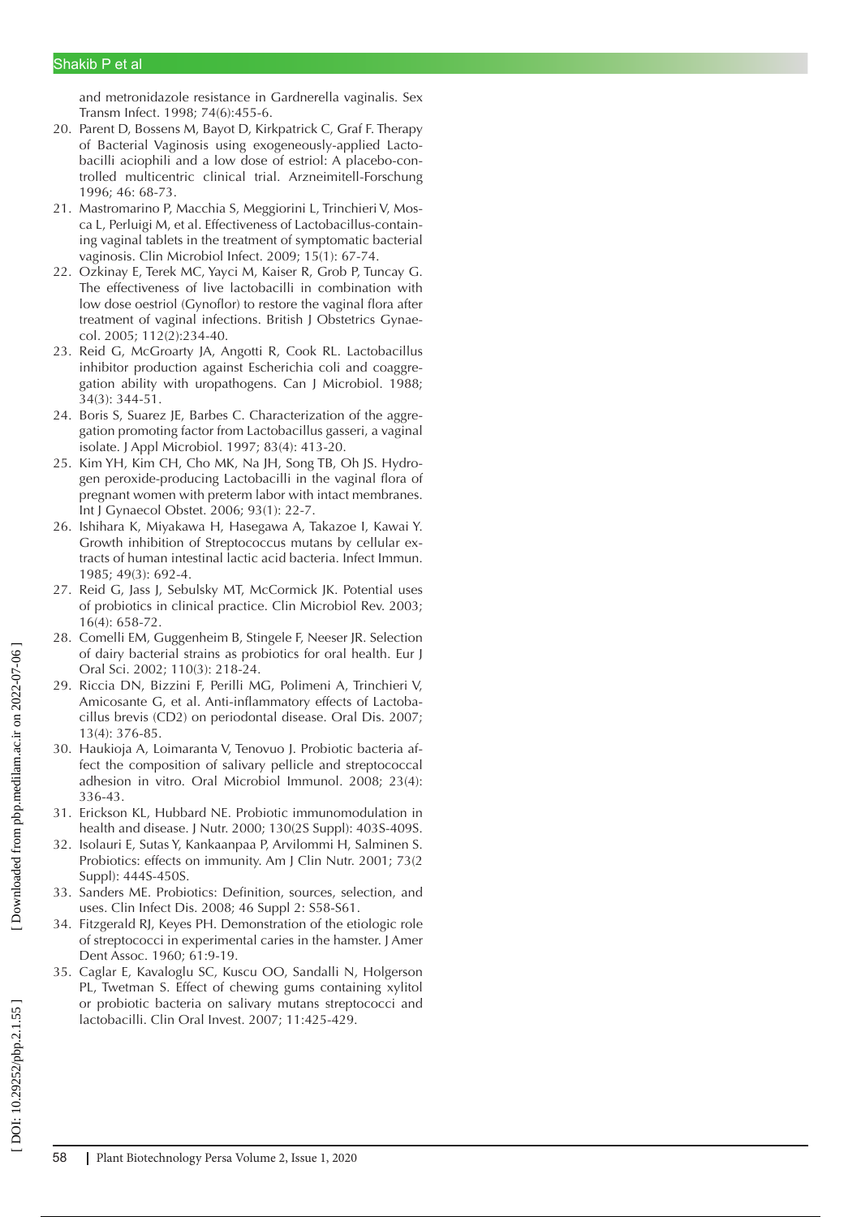and metronidazole resistance in Gardnerella vaginalis. Sex Transm Infect. 1998; 74(6):455-6.

20. Parent D, Bossens M, Bayot D, Kirkpatrick C, Graf F. Therapy of Bacterial Vaginosis using exogeneously-applied Lactobacilli aciophili and a low dose of estriol: A placebo-controlled multicentric clinical trial. Arzneimitell-Forschung 1996; 46: 68-73.
21. Mastromarino P, Macchia S, Meggiorini L, Trinchieri V, Mosca L, Perluigi M, et al. Effectiveness of Lactobacillus-containing vaginal tablets in the treatment of symptomatic bacterial vaginosis. Clin Microbiol Infect. 2009; 15(1): 67-74.
22. Ozkinay E, Terek MC, Yayci M, Kaiser R, Grob P, Tuncay G. The effectiveness of live lactobacilli in combination with low dose oestriol (Gynoflor) to restore the vaginal flora after treatment of vaginal infections. British J Obstetrics Gynaecol. 2005; 112(2):234-40.
23. Reid G, McGroarty JA, Angotti R, Cook RL. Lactobacillus inhibitor production against Escherichia coli and coaggregation ability with uropathogens. Can J Microbiol. 1988; 34(3): 344-51.
24. Boris S, Suarez JE, Barbes C. Characterization of the aggregation promoting factor from Lactobacillus gasseri, a vaginal isolate. J Appl Microbiol. 1997; 83(4): 413-20.
25. Kim YH, Kim CH, Cho MK, Na JH, Song TB, Oh JS. Hydrogen peroxide-producing Lactobacilli in the vaginal flora of pregnant women with preterm labor with intact membranes. Int J Gynaecol Obstet. 2006; 93(1): 22-7.
26. Ishihara K, Miyakawa H, Hasegawa A, Takazoe I, Kawai Y. Growth inhibition of Streptococcus mutans by cellular extracts of human intestinal lactic acid bacteria. Infect Immun. 1985; 49(3): 692-4.
27. Reid G, Jass J, Sebulsky MT, McCormick JK. Potential uses of probiotics in clinical practice. Clin Microbiol Rev. 2003; 16(4): 658-72.
28. Comelli EM, Guggenheim B, Stingele F, Neeser JR. Selection of dairy bacterial strains as probiotics for oral health. Eur J Oral Sci. 2002; 110(3): 218-24.
29. Riccia DN, Bizzini F, Perilli MG, Polimeni A, Trinchieri V, Amicosante G, et al. Anti-inflammatory effects of Lactobacillus brevis (CD2) on periodontal disease. Oral Dis. 2007; 13(4): 376-85.
30. Haukioja A, Loimaranta V, Tenovuo J. Probiotic bacteria affect the composition of salivary pellicle and streptococcal adhesion in vitro. Oral Microbiol Immunol. 2008; 23(4): 336-43.
31. Erickson KL, Hubbard NE. Probiotic immunomodulation in health and disease. J Nutr. 2000; 130(2S Suppl): 403S-409S.
32. Isolauri E, Sutas Y, Kankaanpaa P, Arvilommi H, Salminen S. Probiotics: effects on immunity. Am J Clin Nutr. 2001; 73(2 Suppl): 444S-450S.
33. Sanders ME. Probiotics: Definition, sources, selection, and uses. Clin Infect Dis. 2008; 46 Suppl 2: S58-S61.
34. Fitzgerald RJ, Keyes PH. Demonstration of the etiologic role of streptococci in experimental caries in the hamster. J Amer Dent Assoc. 1960; 61:9-19.
35. Caglar E, Kavaloglu SC, Kuscu OO, Sandalli N, Holgerson PL, Twetman S. Effect of chewing gums containing xylitol or probiotic bacteria on salivary mutans streptococci and lactobacilli. Clin Oral Invest. 2007; 11:425-429.